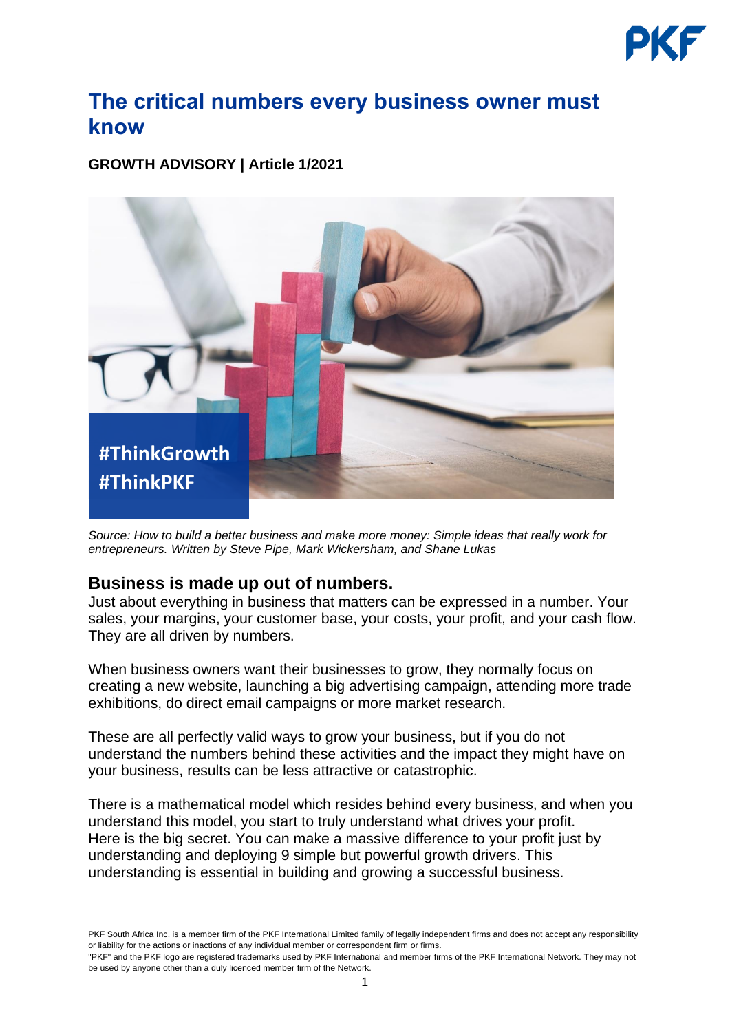# The critical numbers every business owner must know

**GROWTH ADVISORY | Article 1/2021**

*Source: How to build a better business and make more money: Simple ideas that really work for entrepreneurs. Written by Steve Pipe, Mark Wickersham, and Shane Lukas*

## Business is made up out of numbers.

Just about everything in business that matters can be expressed in a number. Your sales, your margins, your customer base, your costs, your profit, and your cash flow. They are all driven by numbers.

When business owners want their businesses to grow, they normally focus on creating a new website, launching a big advertising campaign, attending more trade exhibitions, do direct email campaigns or more market research.

These are all perfectly valid ways to grow your business, but if you do not understand the numbers behind these activities and the impact they might have on your business, results can be less attractive or catastrophic.

There is a mathematical model which resides behind every business, and when you understand this model, you start to truly understand what drives your profit. Here is the big secret. You can make a massive difference to your profit just by understanding and deploying 9 simple but powerful growth drivers. This understanding is essential in building and growing a successful business.

PKF South Africa Inc. is a member firm of the PKF International Limited family of legally independent firms and does not accept any responsibility or liability for the actions or inactions of any individual member or correspondent firm or firms.
"PKF" and the PKF logo are registered trademarks used by PKF International and member firms of the PKF International Network. They may not be used by anyone other than a duly licenced member firm of the Network.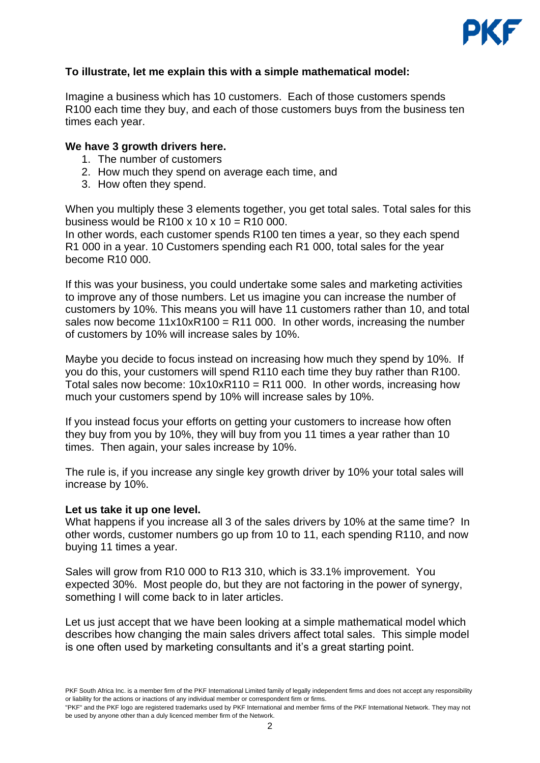**To illustrate, let me explain this with a simple mathematical model:**

Imagine a business which has 10 customers. Each of those customers spends R100 each time they buy, and each of those customers buys from the business ten times each year.

**We have 3 growth drivers here.**

1. The number of customers
2. How much they spend on average each time, and
3. How often they spend.

When you multiply these 3 elements together, you get total sales. Total sales for this business would be R100 x 10 x 10 = R10 000.
In other words, each customer spends R100 ten times a year, so they each spend R1 000 in a year. 10 Customers spending each R1 000, total sales for the year become R10 000.

If this was your business, you could undertake some sales and marketing activities to improve any of those numbers. Let us imagine you can increase the number of customers by 10%. This means you will have 11 customers rather than 10, and total sales now become 11x10xR100 = R11 000. In other words, increasing the number of customers by 10% will increase sales by 10%.

Maybe you decide to focus instead on increasing how much they spend by 10%. If you do this, your customers will spend R110 each time they buy rather than R100. Total sales now become: 10x10xR110 = R11 000. In other words, increasing how much your customers spend by 10% will increase sales by 10%.

If you instead focus your efforts on getting your customers to increase how often they buy from you by 10%, they will buy from you 11 times a year rather than 10 times. Then again, your sales increase by 10%.

The rule is, if you increase any single key growth driver by 10% your total sales will increase by 10%.

**Let us take it up one level.**
What happens if you increase all 3 of the sales drivers by 10% at the same time? In other words, customer numbers go up from 10 to 11, each spending R110, and now buying 11 times a year.

Sales will grow from R10 000 to R13 310, which is 33.1% improvement. You expected 30%. Most people do, but they are not factoring in the power of synergy, something I will come back to in later articles.

Let us just accept that we have been looking at a simple mathematical model which describes how changing the main sales drivers affect total sales. This simple model is one often used by marketing consultants and it's a great starting point.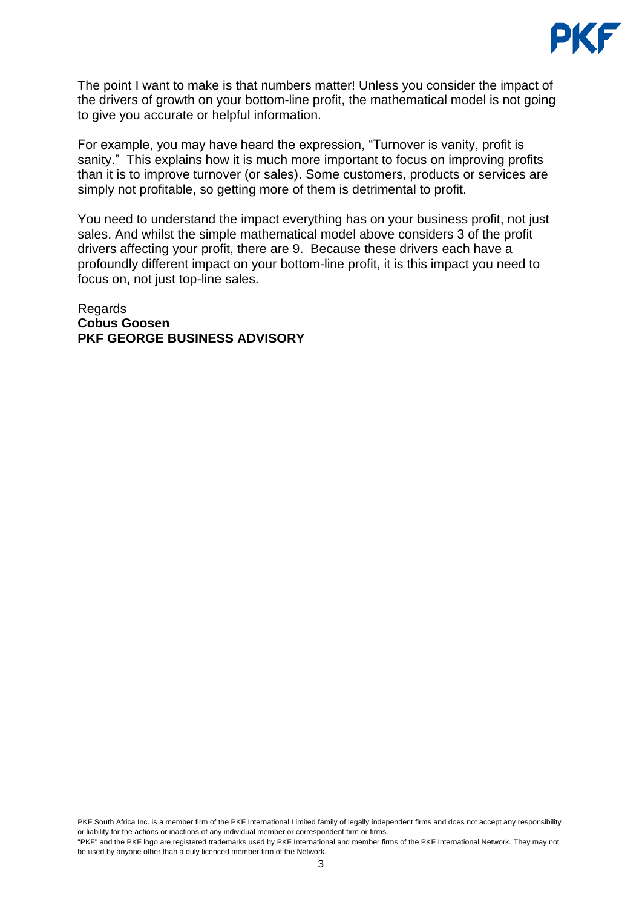The point I want to make is that numbers matter! Unless you consider the impact of the drivers of growth on your bottom-line profit, the mathematical model is not going to give you accurate or helpful information.

For example, you may have heard the expression, "Turnover is vanity, profit is sanity." This explains how it is much more important to focus on improving profits than it is to improve turnover (or sales). Some customers, products or services are simply not profitable, so getting more of them is detrimental to profit.

You need to understand the impact everything has on your business profit, not just sales. And whilst the simple mathematical model above considers 3 of the profit drivers affecting your profit, there are 9. Because these drivers each have a profoundly different impact on your bottom-line profit, it is this impact you need to focus on, not just top-line sales.

Regards
**Cobus Goosen**
**PKF GEORGE BUSINESS ADVISORY**

PKF South Africa Inc. is a member firm of the PKF International Limited family of legally independent firms and does not accept any responsibility or liability for the actions or inactions of any individual member or correspondent firm or firms.
"PKF" and the PKF logo are registered trademarks used by PKF International and member firms of the PKF International Network. They may not be used by anyone other than a duly licenced member firm of the Network.